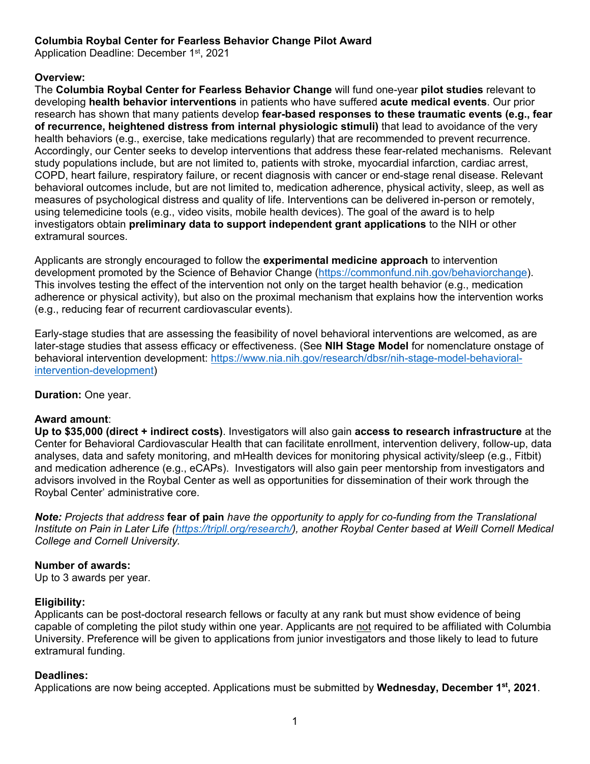**Columbia Roybal Center for Fearless Behavior Change Pilot Award**
Application Deadline: December 1st, 2021

**Overview:**
The **Columbia Roybal Center for Fearless Behavior Change** will fund one-year **pilot studies** relevant to developing **health behavior interventions** in patients who have suffered **acute medical events**. Our prior research has shown that many patients develop **fear-based responses to these traumatic events (e.g., fear of recurrence, heightened distress from internal physiologic stimuli)** that lead to avoidance of the very health behaviors (e.g., exercise, take medications regularly) that are recommended to prevent recurrence. Accordingly, our Center seeks to develop interventions that address these fear-related mechanisms. Relevant study populations include, but are not limited to, patients with stroke, myocardial infarction, cardiac arrest, COPD, heart failure, respiratory failure, or recent diagnosis with cancer or end-stage renal disease. Relevant behavioral outcomes include, but are not limited to, medication adherence, physical activity, sleep, as well as measures of psychological distress and quality of life. Interventions can be delivered in-person or remotely, using telemedicine tools (e.g., video visits, mobile health devices). The goal of the award is to help investigators obtain **preliminary data to support independent grant applications** to the NIH or other extramural sources.

Applicants are strongly encouraged to follow the **experimental medicine approach** to intervention development promoted by the Science of Behavior Change (https://commonfund.nih.gov/behaviorchange). This involves testing the effect of the intervention not only on the target health behavior (e.g., medication adherence or physical activity), but also on the proximal mechanism that explains how the intervention works (e.g., reducing fear of recurrent cardiovascular events).

Early-stage studies that are assessing the feasibility of novel behavioral interventions are welcomed, as are later-stage studies that assess efficacy or effectiveness. (See **NIH Stage Model** for nomenclature onstage of behavioral intervention development: https://www.nia.nih.gov/research/dbsr/nih-stage-model-behavioral-intervention-development)

**Duration:** One year.

**Award amount**:
**Up to $35,000 (direct + indirect costs)**. Investigators will also gain **access to research infrastructure** at the Center for Behavioral Cardiovascular Health that can facilitate enrollment, intervention delivery, follow-up, data analyses, data and safety monitoring, and mHealth devices for monitoring physical activity/sleep (e.g., Fitbit) and medication adherence (e.g., eCAPs). Investigators will also gain peer mentorship from investigators and advisors involved in the Roybal Center as well as opportunities for dissemination of their work through the Roybal Center' administrative core.

***Note:** Projects that address* **fear of pain** *have the opportunity to apply for co-funding from the Translational Institute on Pain in Later Life (https://tripll.org/research/), another Roybal Center based at Weill Cornell Medical College and Cornell University.*

**Number of awards:**
Up to 3 awards per year.

**Eligibility:**
Applicants can be post-doctoral research fellows or faculty at any rank but must show evidence of being capable of completing the pilot study within one year. Applicants are not required to be affiliated with Columbia University. Preference will be given to applications from junior investigators and those likely to lead to future extramural funding.

**Deadlines:**
Applications are now being accepted. Applications must be submitted by **Wednesday, December 1st, 2021**.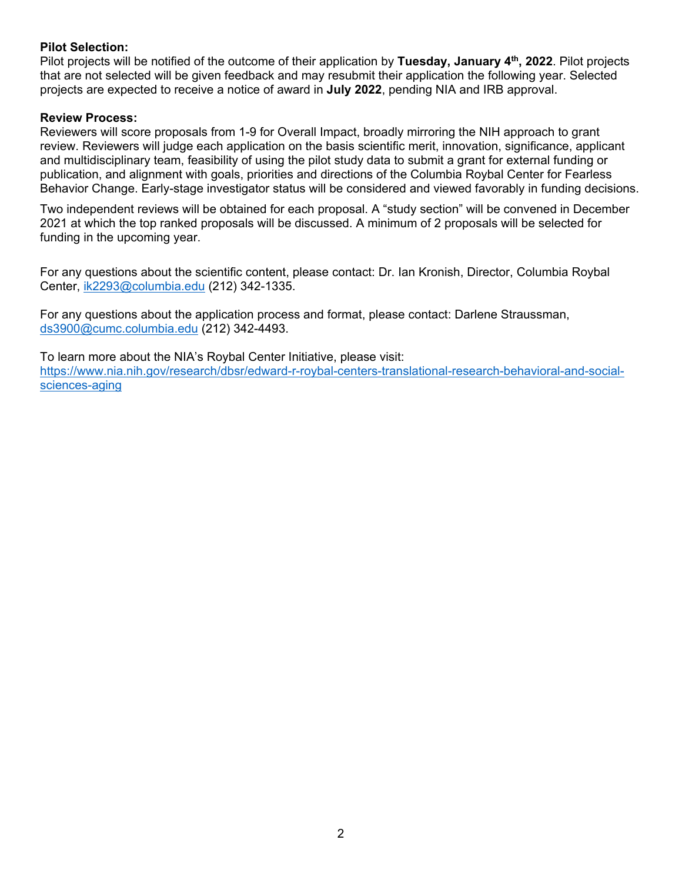**Pilot Selection:**
Pilot projects will be notified of the outcome of their application by **Tuesday, January 4th, 2022**. Pilot projects that are not selected will be given feedback and may resubmit their application the following year. Selected projects are expected to receive a notice of award in **July 2022**, pending NIA and IRB approval.

**Review Process:**
Reviewers will score proposals from 1-9 for Overall Impact, broadly mirroring the NIH approach to grant review. Reviewers will judge each application on the basis scientific merit, innovation, significance, applicant and multidisciplinary team, feasibility of using the pilot study data to submit a grant for external funding or publication, and alignment with goals, priorities and directions of the Columbia Roybal Center for Fearless Behavior Change. Early-stage investigator status will be considered and viewed favorably in funding decisions.

Two independent reviews will be obtained for each proposal. A "study section" will be convened in December 2021 at which the top ranked proposals will be discussed. A minimum of 2 proposals will be selected for funding in the upcoming year.

For any questions about the scientific content, please contact: Dr. Ian Kronish, Director, Columbia Roybal Center, ik2293@columbia.edu (212) 342-1335.

For any questions about the application process and format, please contact: Darlene Straussman, ds3900@cumc.columbia.edu (212) 342-4493.

To learn more about the NIA's Roybal Center Initiative, please visit:
https://www.nia.nih.gov/research/dbsr/edward-r-roybal-centers-translational-research-behavioral-and-social-sciences-aging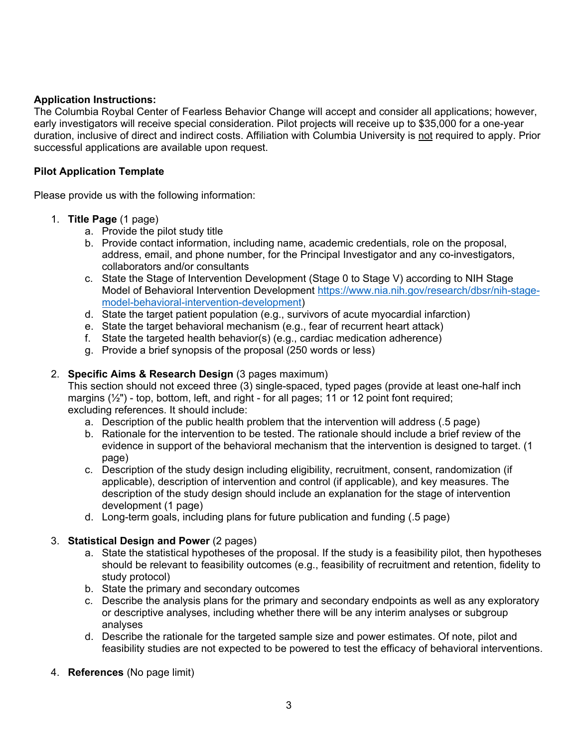**Application Instructions:**
The Columbia Roybal Center of Fearless Behavior Change will accept and consider all applications; however, early investigators will receive special consideration. Pilot projects will receive up to $35,000 for a one-year duration, inclusive of direct and indirect costs. Affiliation with Columbia University is not required to apply. Prior successful applications are available upon request.

**Pilot Application Template**

Please provide us with the following information:

1. **Title Page** (1 page)
    a. Provide the pilot study title
    b. Provide contact information, including name, academic credentials, role on the proposal, address, email, and phone number, for the Principal Investigator and any co-investigators, collaborators and/or consultants
    c. State the Stage of Intervention Development (Stage 0 to Stage V) according to NIH Stage Model of Behavioral Intervention Development [https://www.nia.nih.gov/research/dbsr/nih-stage-model-behavioral-intervention-development](https://www.nia.nih.gov/research/dbsr/nih-stage-model-behavioral-intervention-development))
    d. State the target patient population (e.g., survivors of acute myocardial infarction)
    e. State the target behavioral mechanism (e.g., fear of recurrent heart attack)
    f. State the targeted health behavior(s) (e.g., cardiac medication adherence)
    g. Provide a brief synopsis of the proposal (250 words or less)

2. **Specific Aims & Research Design** (3 pages maximum)
    This section should not exceed three (3) single-spaced, typed pages (provide at least one-half inch margins (½") - top, bottom, left, and right - for all pages; 11 or 12 point font required; excluding references. It should include:
    a. Description of the public health problem that the intervention will address (.5 page)
    b. Rationale for the intervention to be tested. The rationale should include a brief review of the evidence in support of the behavioral mechanism that the intervention is designed to target. (1 page)
    c. Description of the study design including eligibility, recruitment, consent, randomization (if applicable), description of intervention and control (if applicable), and key measures. The description of the study design should include an explanation for the stage of intervention development (1 page)
    d. Long-term goals, including plans for future publication and funding (.5 page)

3. **Statistical Design and Power** (2 pages)
    a. State the statistical hypotheses of the proposal. If the study is a feasibility pilot, then hypotheses should be relevant to feasibility outcomes (e.g., feasibility of recruitment and retention, fidelity to study protocol)
    b. State the primary and secondary outcomes
    c. Describe the analysis plans for the primary and secondary endpoints as well as any exploratory or descriptive analyses, including whether there will be any interim analyses or subgroup analyses
    d. Describe the rationale for the targeted sample size and power estimates. Of note, pilot and feasibility studies are not expected to be powered to test the efficacy of behavioral interventions.

4. **References** (No page limit)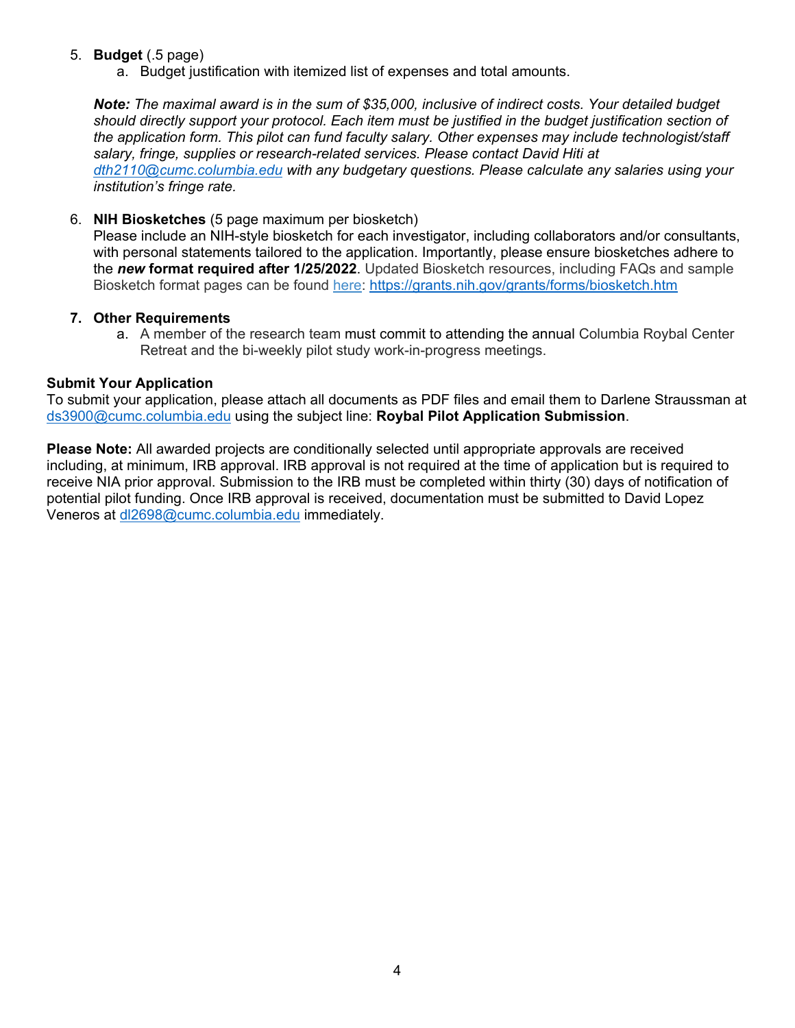5. **Budget** (.5 page)
    a. Budget justification with itemized list of expenses and total amounts.

    ***Note:*** *The maximal award is in the sum of $35,000, inclusive of indirect costs. Your detailed budget should directly support your protocol. Each item must be justified in the budget justification section of the application form. This pilot can fund faculty salary. Other expenses may include technologist/staff salary, fringe, supplies or research-related services. Please contact David Hiti at [dth2110@cumc.columbia.edu](mailto:dth2110@cumc.columbia.edu) with any budgetary questions. Please calculate any salaries using your institution's fringe rate.*

6. **NIH Biosketches** (5 page maximum per biosketch)
    Please include an NIH-style biosketch for each investigator, including collaborators and/or consultants, with personal statements tailored to the application. Importantly, please ensure biosketches adhere to the ***new* format required after 1/25/2022**. Updated Biosketch resources, including FAQs and sample Biosketch format pages can be found [here](https://grants.nih.gov/grants/forms/biosketch.htm): https://grants.nih.gov/grants/forms/biosketch.htm

7. **Other Requirements**
    a. A member of the research team must commit to attending the annual Columbia Roybal Center Retreat and the bi-weekly pilot study work-in-progress meetings.

**Submit Your Application**
To submit your application, please attach all documents as PDF files and email them to Darlene Straussman at [ds3900@cumc.columbia.edu](mailto:ds3900@cumc.columbia.edu) using the subject line: **Roybal Pilot Application Submission**.

**Please Note:** All awarded projects are conditionally selected until appropriate approvals are received including, at minimum, IRB approval. IRB approval is not required at the time of application but is required to receive NIA prior approval. Submission to the IRB must be completed within thirty (30) days of notification of potential pilot funding. Once IRB approval is received, documentation must be submitted to David Lopez Veneros at [dl2698@cumc.columbia.edu](mailto:dl2698@cumc.columbia.edu) immediately.